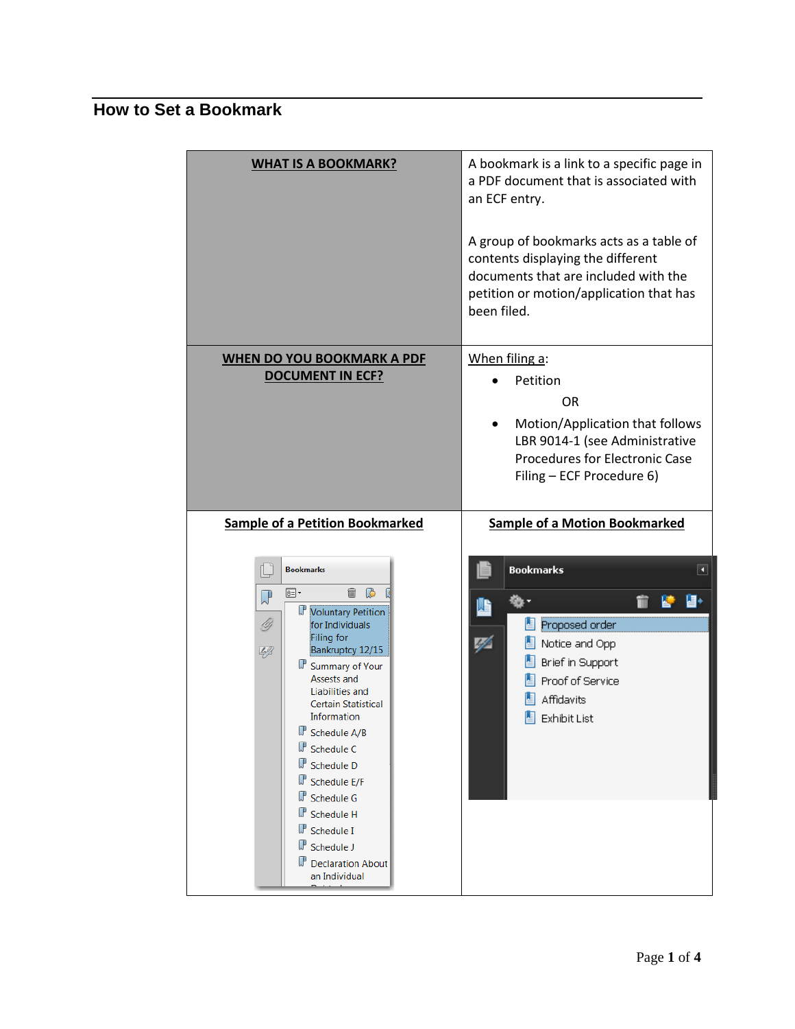## How to Set a Bookmark

| **WHAT IS A BOOKMARK?** | A bookmark is a link to a specific page in a PDF document that is associated with an ECF entry.<br><br>A group of bookmarks acts as a table of contents displaying the different documents that are included with the petition or motion/application that has been filed. |
|---|---|
| **WHEN DO YOU BOOKMARK A PDF DOCUMENT IN ECF?** | When filing a:<br>• Petition<br>OR<br>• Motion/Application that follows LBR 9014-1 (see Administrative Procedures for Electronic Case Filing – ECF Procedure 6) |
| **Sample of a Petition Bookmarked** | **Sample of a Motion Bookmarked** |
| Bookmarks<br>Voluntary Petition for Individuals Filing for Bankruptcy 12/15<br>Summary of Your Assests and Liabilities and Certain Statistical Information<br>Schedule A/B<br>Schedule C<br>Schedule D<br>Schedule E/F<br>Schedule G<br>Schedule H<br>Schedule I<br>Schedule J<br>Declaration About an Individual | Bookmarks<br>Proposed order<br>Notice and Opp<br>Brief in Support<br>Proof of Service<br>Affidavits<br>Exhibit List |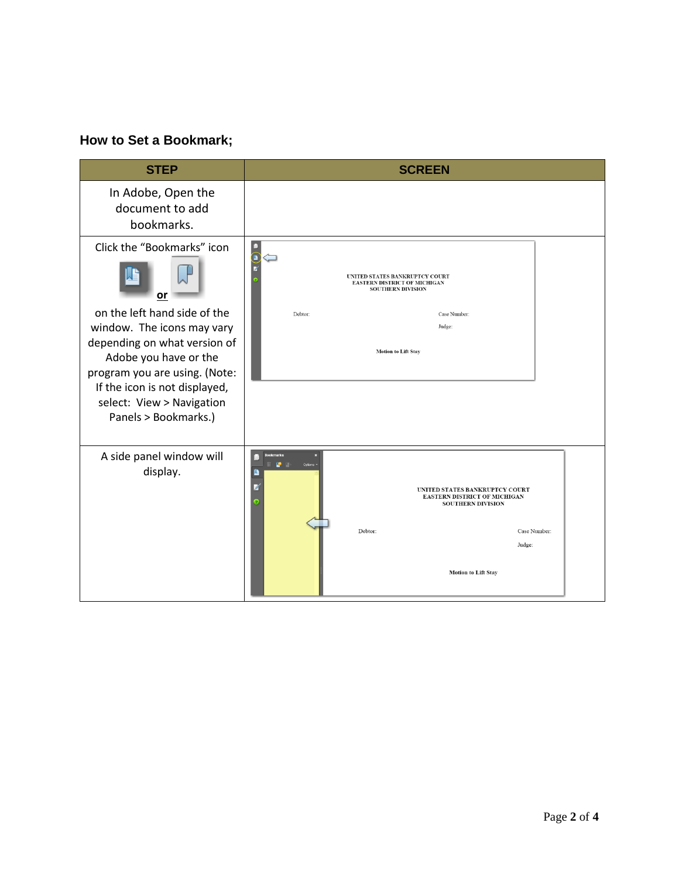### How to Set a Bookmark;

| STEP | SCREEN |
|---|---|
| In Adobe, Open the document to add bookmarks. | |
| Click the “Bookmarks” icon **or** on the left hand side of the window. The icons may vary depending on what version of Adobe you have or the program you are using. (Note: If the icon is not displayed, select: View > Navigation Panels > Bookmarks.) | UNITED STATES BANKRUPTCY COURT EASTERN DISTRICT OF MICHIGAN SOUTHERN DIVISION Debtor: Case Number: Judge: Motion to Lift Stay |
| A side panel window will display. | Bookmarks Options UNITED STATES BANKRUPTCY COURT EASTERN DISTRICT OF MICHIGAN SOUTHERN DIVISION Debtor: Case Number: Judge: Motion to Lift Stay |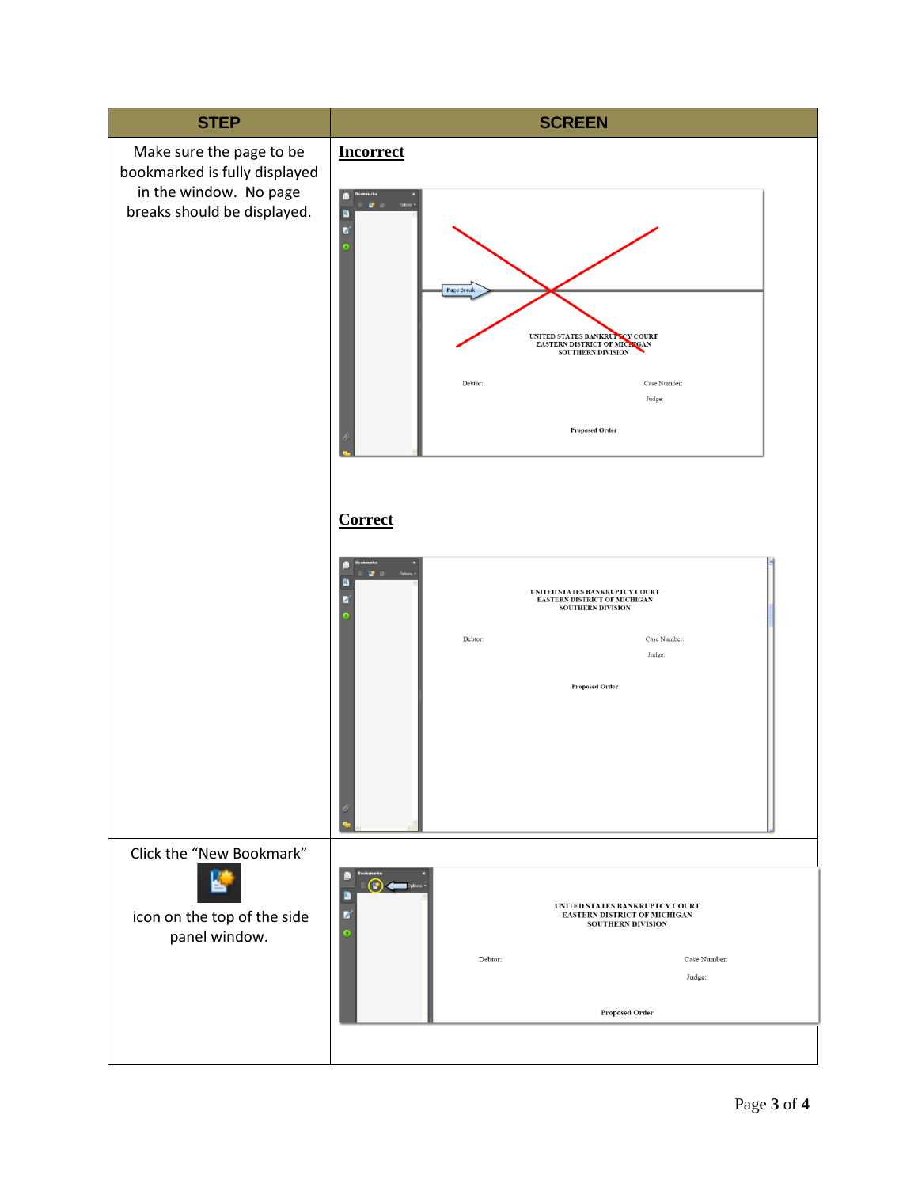| STEP | SCREEN |
| --- | --- |
| Make sure the page to be bookmarked is fully displayed in the window. No page breaks should be displayed. | **Incorrect**<br><br>Page Break<br>UNITED STATES BANKRUPTCY COURT<br>EASTERN DISTRICT OF MICHIGAN<br>SOUTHERN DIVISION<br>Debtor: Case Number:<br>Judge:<br>Proposed Order<br><br>**Correct**<br><br>UNITED STATES BANKRUPTCY COURT<br>EASTERN DISTRICT OF MICHIGAN<br>SOUTHERN DIVISION<br>Debtor: Case Number:<br>Judge:<br>Proposed Order |
| Click the "New Bookmark" icon on the top of the side panel window. | UNITED STATES BANKRUPTCY COURT<br>EASTERN DISTRICT OF MICHIGAN<br>SOUTHERN DIVISION<br>Debtor: Case Number:<br>Judge:<br>Proposed Order |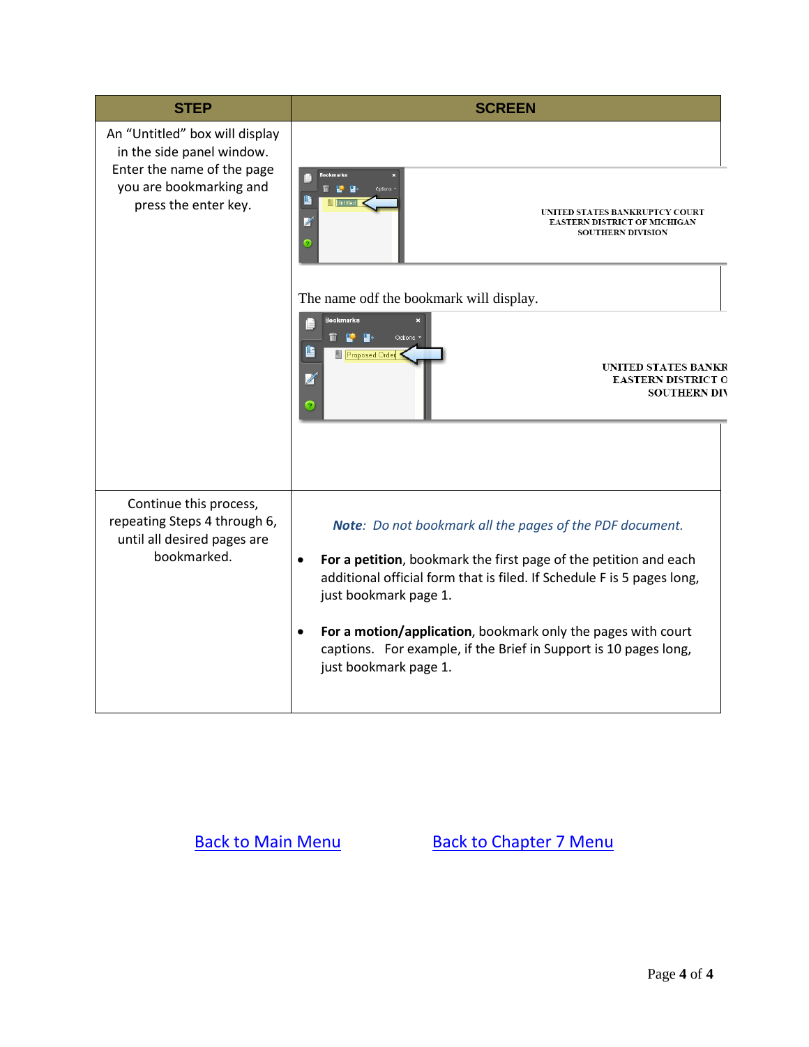| STEP | SCREEN |
|---|---|
| An "Untitled" box will display in the side panel window. Enter the name of the page you are bookmarking and press the enter key. | The name odf the bookmark will display. |
| Continue this process, repeating Steps 4 through 6, until all desired pages are bookmarked. | ***Note**: Do not bookmark all the pages of the PDF document.*<br><br>• **For a petition**, bookmark the first page of the petition and each additional official form that is filed. If Schedule F is 5 pages long, just bookmark page 1.<br><br>• **For a motion/application**, bookmark only the pages with court captions. For example, if the Brief in Support is 10 pages long, just bookmark page 1. |

Back to Main Menu Back to Chapter 7 Menu